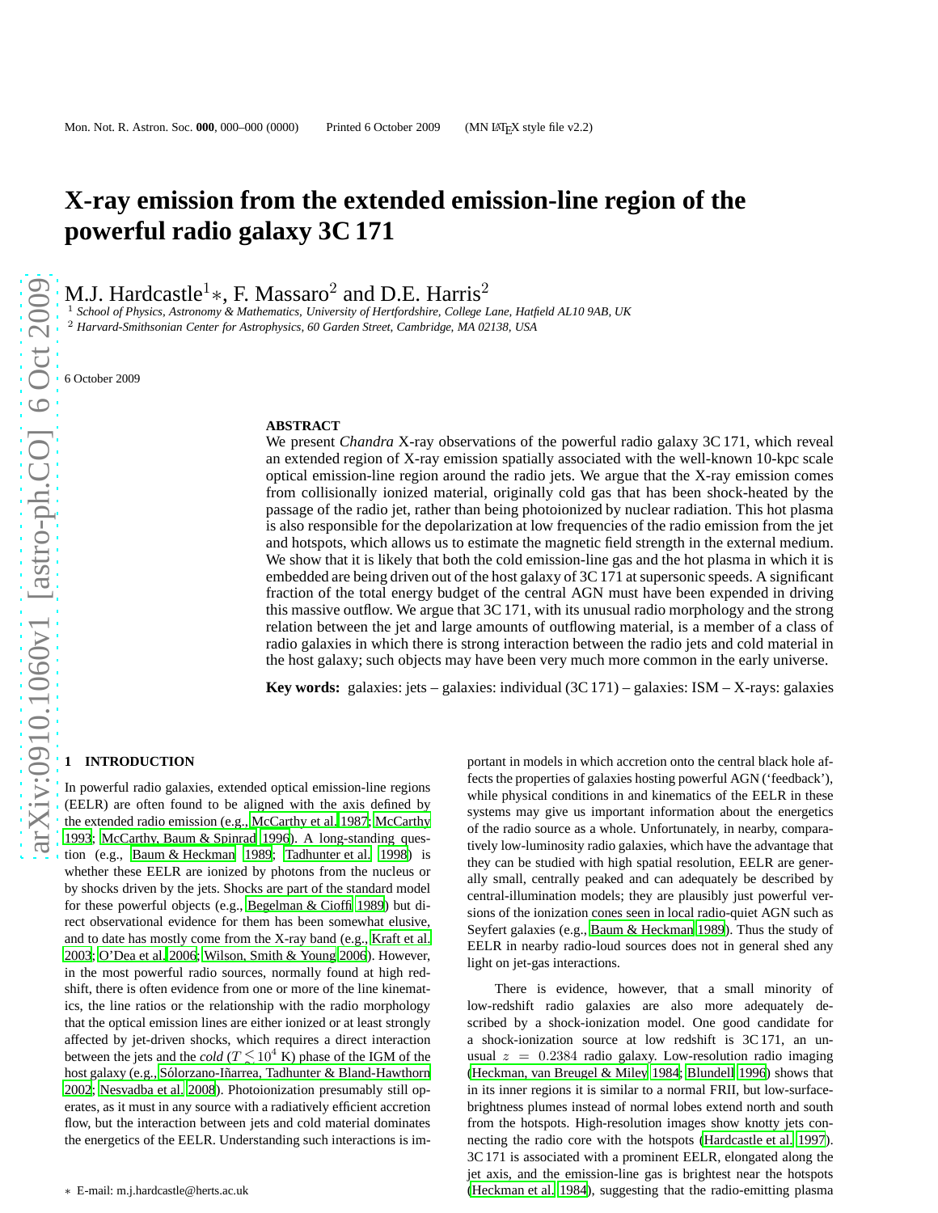# X-ray emission from the extended emission-line region of the powerful radio galaxy 3C 171

M.J. Hardcastle[1]*, F. Massaro[2] and D.E. Harris[2]

[1] *School of Physics, Astronomy & Mathematics, University of Hertfordshire, College Lane, Hatfield AL10 9AB, UK*
[2] *Harvard-Smithsonian Center for Astrophysics, 60 Garden Street, Cambridge, MA 02138, USA*

6 October 2009

## ABSTRACT

We present *Chandra* X-ray observations of the powerful radio galaxy 3C 171, which reveal an extended region of X-ray emission spatially associated with the well-known 10-kpc scale optical emission-line region around the radio jets. We argue that the X-ray emission comes from collisionally ionized material, originally cold gas that has been shock-heated by the passage of the radio jet, rather than being photoionized by nuclear radiation. This hot plasma is also responsible for the depolarization at low frequencies of the radio emission from the jet and hotspots, which allows us to estimate the magnetic field strength in the external medium. We show that it is likely that both the cold emission-line gas and the hot plasma in which it is embedded are being driven out of the host galaxy of 3C 171 at supersonic speeds. A significant fraction of the total energy budget of the central AGN must have been expended in driving this massive outflow. We argue that 3C 171, with its unusual radio morphology and the strong relation between the jet and large amounts of outflowing material, is a member of a class of radio galaxies in which there is strong interaction between the radio jets and cold material in the host galaxy; such objects may have been very much more common in the early universe.

**Key words:** galaxies: jets – galaxies: individual (3C 171) – galaxies: ISM – X-rays: galaxies

## 1 INTRODUCTION

In powerful radio galaxies, extended optical emission-line regions (EELR) are often found to be aligned with the axis defined by the extended radio emission (e.g., McCarthy et al. 1987; McCarthy 1993; McCarthy, Baum & Spinrad 1996). A long-standing question (e.g., Baum & Heckman 1989; Tadhunter et al. 1998) is whether these EELR are ionized by photons from the nucleus or by shocks driven by the jets. Shocks are part of the standard model for these powerful objects (e.g., Begelman & Cioffi 1989) but direct observational evidence for them has been somewhat elusive, and to date has mostly come from the X-ray band (e.g., Kraft et al. 2003; O'Dea et al. 2006; Wilson, Smith & Young 2006). However, in the most powerful radio sources, normally found at high redshift, there is often evidence from one or more of the line kinematics, the line ratios or the relationship with the radio morphology that the optical emission lines are either ionized or at least strongly affected by jet-driven shocks, which requires a direct interaction between the jets and the *cold* ($T \lesssim 10^4$ K) phase of the IGM of the host galaxy (e.g., Sólorzano-Iñarrea, Tadhunter & Bland-Hawthorn 2002; Nesvadba et al. 2008). Photoionization presumably still operates, as it must in any source with a radiatively efficient accretion flow, but the interaction between jets and cold material dominates the energetics of the EELR. Understanding such interactions is important in models in which accretion onto the central black hole affects the properties of galaxies hosting powerful AGN ('feedback'), while physical conditions in and kinematics of the EELR in these systems may give us important information about the energetics of the radio source as a whole. Unfortunately, in nearby, comparatively low-luminosity radio galaxies, which have the advantage that they can be studied with high spatial resolution, EELR are generally small, centrally peaked and can adequately be described by central-illumination models; they are plausibly just powerful versions of the ionization cones seen in local radio-quiet AGN such as Seyfert galaxies (e.g., Baum & Heckman 1989). Thus the study of EELR in nearby radio-loud sources does not in general shed any light on jet-gas interactions.

There is evidence, however, that a small minority of low-redshift radio galaxies are also more adequately described by a shock-ionization model. One good candidate for a shock-ionization source at low redshift is 3C 171, an unusual $z = 0.2384$ radio galaxy. Low-resolution radio imaging (Heckman, van Breugel & Miley 1984; Blundell 1996) shows that in its inner regions it is similar to a normal FRII, but low-surface-brightness plumes instead of normal lobes extend north and south from the hotspots. High-resolution images show knotty jets connecting the radio core with the hotspots (Hardcastle et al. 1997). 3C 171 is associated with a prominent EELR, elongated along the jet axis, and the emission-line gas is brightest near the hotspots (Heckman et al. 1984), suggesting that the radio-emitting plasma

* E-mail: m.j.hardcastle@herts.ac.uk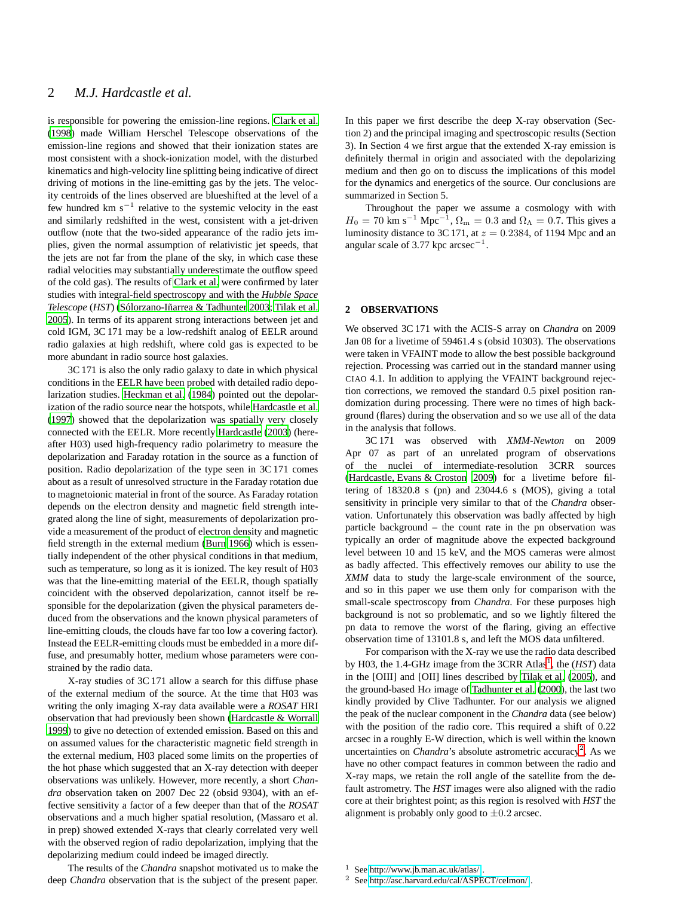is responsible for powering the emission-line regions. Clark et al. (1998) made William Herschel Telescope observations of the emission-line regions and showed that their ionization states are most consistent with a shock-ionization model, with the disturbed kinematics and high-velocity line splitting being indicative of direct driving of motions in the line-emitting gas by the jets. The velocity centroids of the lines observed are blueshifted at the level of a few hundred km s$^{-1}$ relative to the systemic velocity in the east and similarly redshifted in the west, consistent with a jet-driven outflow (note that the two-sided appearance of the radio jets implies, given the normal assumption of relativistic jet speeds, that the jets are not far from the plane of the sky, in which case these radial velocities may substantially underestimate the outflow speed of the cold gas). The results of Clark et al. were confirmed by later studies with integral-field spectroscopy and with the *Hubble Space Telescope* (*HST*) (Sólorzano-Iñarrea & Tadhunter 2003; Tilak et al. 2005). In terms of its apparent strong interactions between jet and cold IGM, 3C 171 may be a low-redshift analog of EELR around radio galaxies at high redshift, where cold gas is expected to be more abundant in radio source host galaxies.

3C 171 is also the only radio galaxy to date in which physical conditions in the EELR have been probed with detailed radio depolarization studies. Heckman et al. (1984) pointed out the depolarization of the radio source near the hotspots, while Hardcastle et al. (1997) showed that the depolarization was spatially very closely connected with the EELR. More recently Hardcastle (2003) (hereafter H03) used high-frequency radio polarimetry to measure the depolarization and Faraday rotation in the source as a function of position. Radio depolarization of the type seen in 3C 171 comes about as a result of unresolved structure in the Faraday rotation due to magnetoionic material in front of the source. As Faraday rotation depends on the electron density and magnetic field strength integrated along the line of sight, measurements of depolarization provide a measurement of the product of electron density and magnetic field strength in the external medium (Burn 1966) which is essentially independent of the other physical conditions in that medium, such as temperature, so long as it is ionized. The key result of H03 was that the line-emitting material of the EELR, though spatially coincident with the observed depolarization, cannot itself be responsible for the depolarization (given the physical parameters deduced from the observations and the known physical parameters of line-emitting clouds, the clouds have far too low a covering factor). Instead the EELR-emitting clouds must be embedded in a more diffuse, and presumably hotter, medium whose parameters were constrained by the radio data.

X-ray studies of 3C 171 allow a search for this diffuse phase of the external medium of the source. At the time that H03 was writing the only imaging X-ray data available were a *ROSAT* HRI observation that had previously been shown (Hardcastle & Worrall 1999) to give no detection of extended emission. Based on this and on assumed values for the characteristic magnetic field strength in the external medium, H03 placed some limits on the properties of the hot phase which suggested that an X-ray detection with deeper observations was unlikely. However, more recently, a short *Chandra* observation taken on 2007 Dec 22 (obsid 9304), with an effective sensitivity a factor of a few deeper than that of the *ROSAT* observations and a much higher spatial resolution, (Massaro et al. in prep) showed extended X-rays that clearly correlated very well with the observed region of radio depolarization, implying that the depolarizing medium could indeed be imaged directly.

The results of the *Chandra* snapshot motivated us to make the deep *Chandra* observation that is the subject of the present paper. In this paper we first describe the deep X-ray observation (Section 2) and the principal imaging and spectroscopic results (Section 3). In Section 4 we first argue that the extended X-ray emission is definitely thermal in origin and associated with the depolarizing medium and then go on to discuss the implications of this model for the dynamics and energetics of the source. Our conclusions are summarized in Section 5.

Throughout the paper we assume a cosmology with with $H_0 = 70$ km s$^{-1}$ Mpc$^{-1}$, $\Omega_{\rm m} = 0.3$ and $\Omega_\Lambda = 0.7$. This gives a luminosity distance to 3C 171, at $z = 0.2384$, of 1194 Mpc and an angular scale of 3.77 kpc arcsec$^{-1}$.

## 2 OBSERVATIONS

We observed 3C 171 with the ACIS-S array on *Chandra* on 2009 Jan 08 for a livetime of 59461.4 s (obsid 10303). The observations were taken in VFAINT mode to allow the best possible background rejection. Processing was carried out in the standard manner using CIAO 4.1. In addition to applying the VFAINT background rejection corrections, we removed the standard 0.5 pixel position randomization during processing. There were no times of high background (flares) during the observation and so we use all of the data in the analysis that follows.

3C 171 was observed with *XMM-Newton* on 2009 Apr 07 as part of an unrelated program of observations of the nuclei of intermediate-resolution 3CRR sources (Hardcastle, Evans & Croston 2009) for a livetime before filtering of 18320.8 s (pn) and 23044.6 s (MOS), giving a total sensitivity in principle very similar to that of the *Chandra* observation. Unfortunately this observation was badly affected by high particle background – the count rate in the pn observation was typically an order of magnitude above the expected background level between 10 and 15 keV, and the MOS cameras were almost as badly affected. This effectively removes our ability to use the *XMM* data to study the large-scale environment of the source, and so in this paper we use them only for comparison with the small-scale spectroscopy from *Chandra*. For these purposes high background is not so problematic, and so we lightly filtered the pn data to remove the worst of the flaring, giving an effective observation time of 13101.8 s, and left the MOS data unfiltered.

For comparison with the X-ray we use the radio data described by H03, the 1.4-GHz image from the 3CRR Atlas[1], the (*HST*) data in the [OIII] and [OII] lines described by Tilak et al. (2005), and the ground-based H$\alpha$ image of Tadhunter et al. (2000), the last two kindly provided by Clive Tadhunter. For our analysis we aligned the peak of the nuclear component in the *Chandra* data (see below) with the position of the radio core. This required a shift of 0.22 arcsec in a roughly E-W direction, which is well within the known uncertainties on *Chandra*'s absolute astrometric accuracy[2]. As we have no other compact features in common between the radio and X-ray maps, we retain the roll angle of the satellite from the default astrometry. The *HST* images were also aligned with the radio core at their brightest point; as this region is resolved with *HST* the alignment is probably only good to $\pm 0.2$ arcsec.

[1] See http://www.jb.man.ac.uk/atlas/ .

[2] See http://asc.harvard.edu/cal/ASPECT/celmon/ .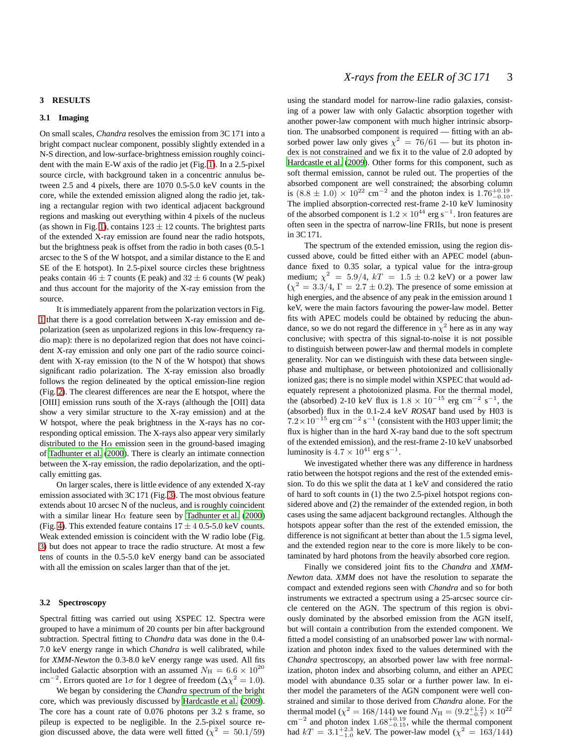## 3 RESULTS

### 3.1 Imaging

On small scales, *Chandra* resolves the emission from 3C 171 into a bright compact nuclear component, possibly slightly extended in a N-S direction, and low-surface-brightness emission roughly coincident with the main E-W axis of the radio jet (Fig. 1). In a 2.5-pixel source circle, with background taken in a concentric annulus between 2.5 and 4 pixels, there are 1070 0.5-5.0 keV counts in the core, while the extended emission aligned along the radio jet, taking a rectangular region with two identical adjacent background regions and masking out everything within 4 pixels of the nucleus (as shown in Fig. 1), contains $123 \pm 12$ counts. The brightest parts of the extended X-ray emission are found near the radio hotspots, but the brightness peak is offset from the radio in both cases (0.5-1 arcsec to the S of the W hotspot, and a similar distance to the E and SE of the E hotspot). In 2.5-pixel source circles these brightness peaks contain $46 \pm 7$ counts (E peak) and $32 \pm 6$ counts (W peak) and thus account for the majority of the X-ray emission from the source.

It is immediately apparent from the polarization vectors in Fig. 1 that there is a good correlation between X-ray emission and depolarization (seen as unpolarized regions in this low-frequency radio map): there is no depolarized region that does not have coincident X-ray emission and only one part of the radio source coincident with X-ray emission (to the N of the W hotspot) that shows significant radio polarization. The X-ray emission also broadly follows the region delineated by the optical emission-line region (Fig. 2). The clearest differences are near the E hotspot, where the [OIII] emission runs south of the X-rays (although the [OII] data show a very similar structure to the X-ray emission) and at the W hotspot, where the peak brightness in the X-rays has no corresponding optical emission. The X-rays also appear very similarly distributed to the H$\alpha$ emission seen in the ground-based imaging of Tadhunter et al. (2000). There is clearly an intimate connection between the X-ray emission, the radio depolarization, and the optically emitting gas.

On larger scales, there is little evidence of any extended X-ray emission associated with 3C 171 (Fig. 3). The most obvious feature extends about 10 arcsec N of the nucleus, and is roughly coincident with a similar linear H$\alpha$ feature seen by Tadhunter et al. (2000) (Fig. 4). This extended feature contains $17 \pm 4$ 0.5-5.0 keV counts. Weak extended emission is coincident with the W radio lobe (Fig. 3) but does not appear to trace the radio structure. At most a few tens of counts in the 0.5-5.0 keV energy band can be associated with all the emission on scales larger than that of the jet.

### 3.2 Spectroscopy

Spectral fitting was carried out using XSPEC 12. Spectra were grouped to have a minimum of 20 counts per bin after background subtraction. Spectral fitting to *Chandra* data was done in the 0.4-7.0 keV energy range in which *Chandra* is well calibrated, while for *XMM-Newton* the 0.3-8.0 keV energy range was used. All fits included Galactic absorption with an assumed $N_{\rm H} = 6.6 \times 10^{20}$ cm$^{-2}$. Errors quoted are $1\sigma$ for 1 degree of freedom ($\Delta\chi^2 = 1.0$).

We began by considering the *Chandra* spectrum of the bright core, which was previously discussed by Hardcastle et al. (2009). The core has a count rate of 0.076 photons per 3.2 s frame, so pileup is expected to be negligible. In the 2.5-pixel source region discussed above, the data were well fitted ($\chi^2 = 50.1/59$) using the standard model for narrow-line radio galaxies, consisting of a power law with only Galactic absorption together with another power-law component with much higher intrinsic absorption. The unabsorbed component is required — fitting with an absorbed power law only gives $\chi^2 = 76/61$ — but its photon index is not constrained and we fix it to the value of 2.0 adopted by Hardcastle et al. (2009). Other forms for this component, such as soft thermal emission, cannot be ruled out. The properties of the absorbed component are well constrained; the absorbing column is $(8.8 \pm 1.0) \times 10^{22}$ cm$^{-2}$ and the photon index is $1.76^{+0.19}_{-0.10}$. The implied absorption-corrected rest-frame 2-10 keV luminosity of the absorbed component is $1.2 \times 10^{44}$ erg s$^{-1}$. Iron features are often seen in the spectra of narrow-line FRIIs, but none is present in 3C 171.

The spectrum of the extended emission, using the region discussed above, could be fitted either with an APEC model (abundance fixed to 0.35 solar, a typical value for the intra-group medium; $\chi^2 = 5.9/4$, $kT = 1.5 \pm 0.2$ keV) or a power law ($\chi^2 = 3.3/4$, $\Gamma = 2.7 \pm 0.2$). The presence of some emission at high energies, and the absence of any peak in the emission around 1 keV, were the main factors favouring the power-law model. Better fits with APEC models could be obtained by reducing the abundance, so we do not regard the difference in $\chi^2$ here as in any way conclusive; with spectra of this signal-to-noise it is not possible to distinguish between power-law and thermal models in complete generality. Nor can we distinguish with these data between single-phase and multiphase, or between photoionized and collisionally ionized gas; there is no simple model within XSPEC that would adequately represent a photoionized plasma. For the thermal model, the (absorbed) 2-10 keV flux is $1.8 \times 10^{-15}$ erg cm$^{-2}$ s$^{-1}$, the (absorbed) flux in the 0.1-2.4 keV *ROSAT* band used by H03 is $7.2 \times 10^{-15}$ erg cm$^{-2}$ s$^{-1}$ (consistent with the H03 upper limit; the flux is higher than in the hard X-ray band due to the soft spectrum of the extended emission), and the rest-frame 2-10 keV unabsorbed luminosity is $4.7 \times 10^{41}$ erg s$^{-1}$.

We investigated whether there was any difference in hardness ratio between the hotspot regions and the rest of the extended emission. To do this we split the data at 1 keV and considered the ratio of hard to soft counts in (1) the two 2.5-pixel hotspot regions considered above and (2) the remainder of the extended region, in both cases using the same adjacent background rectangles. Although the hotspots appear softer than the rest of the extended emission, the difference is not significant at better than about the 1.5 sigma level, and the extended region near to the core is more likely to be contaminated by hard photons from the heavily absorbed core region.

Finally we considered joint fits to the *Chandra* and *XMM-Newton* data. *XMM* does not have the resolution to separate the compact and extended regions seen with *Chandra* and so for both instruments we extracted a spectrum using a 25-arcsec source circle centered on the AGN. The spectrum of this region is obviously dominated by the absorbed emission from the AGN itself, but will contain a contribution from the extended component. We fitted a model consisting of an unabsorbed power law with normalization and photon index fixed to the values determined with the *Chandra* spectroscopy, an absorbed power law with free normalization, photon index and absorbing column, and either an APEC model with abundance 0.35 solar or a further power law. In either model the parameters of the AGN component were well constrained and similar to those derived from *Chandra* alone. For the thermal model ($\chi^2 = 168/144$) we found $N_{\rm H} = (9.2^{+1.2}_{-0.7}) \times 10^{22}$ cm$^{-2}$ and photon index $1.68^{+0.19}_{-0.15}$, while the thermal component had $kT = 3.1^{+2.3}_{-1.0}$ keV. The power-law model ($\chi^2 = 163/144$)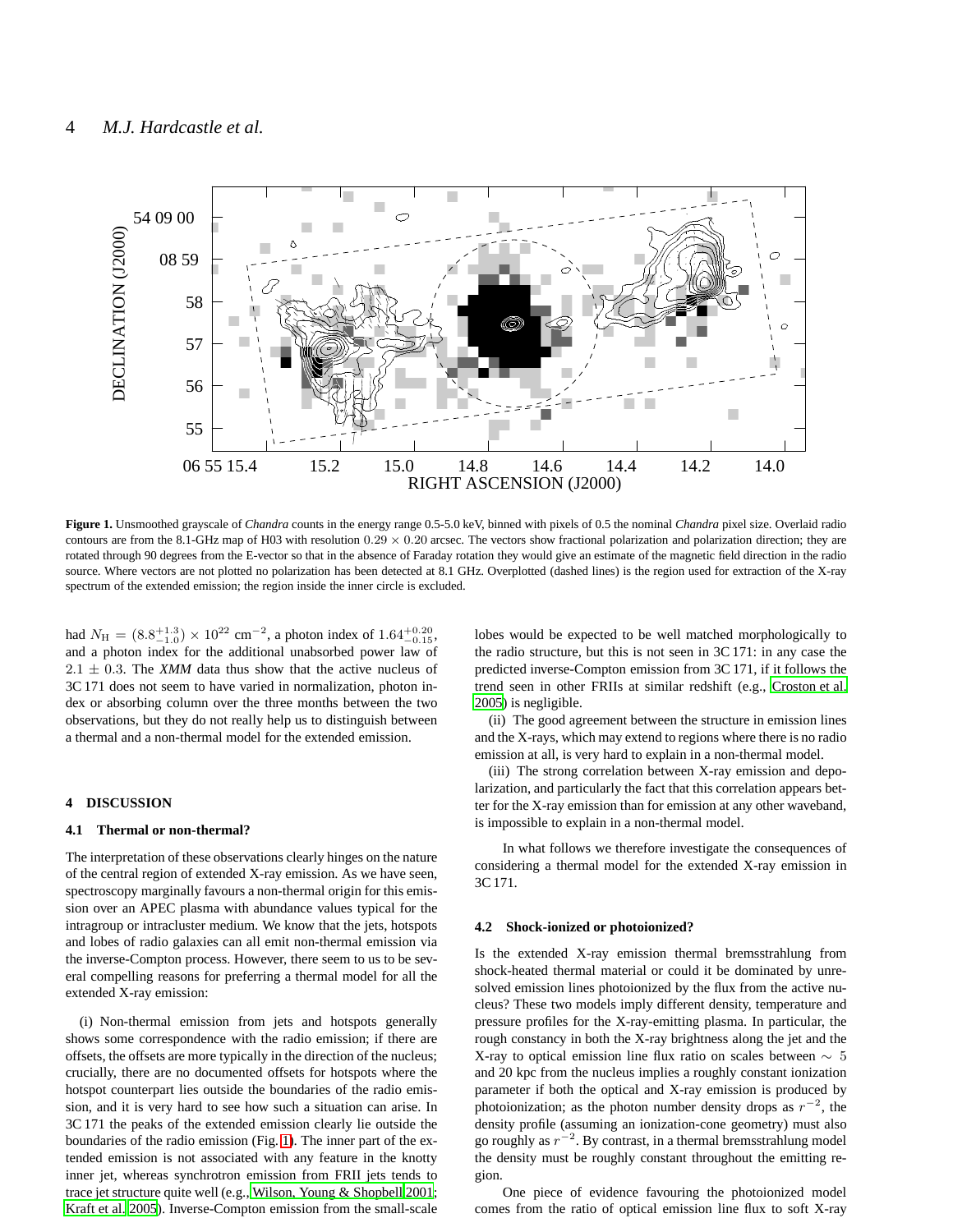**Figure 1.** Unsmoothed grayscale of *Chandra* counts in the energy range 0.5-5.0 keV, binned with pixels of 0.5 the nominal *Chandra* pixel size. Overlaid radio contours are from the 8.1-GHz map of H03 with resolution $0.29 \times 0.20$ arcsec. The vectors show fractional polarization and polarization direction; they are rotated through 90 degrees from the E-vector so that in the absence of Faraday rotation they would give an estimate of the magnetic field direction in the radio source. Where vectors are not plotted no polarization has been detected at 8.1 GHz. Overplotted (dashed lines) is the region used for extraction of the X-ray spectrum of the extended emission; the region inside the inner circle is excluded.

had $N_{\rm H} = (8.8^{+1.3}_{-1.0}) \times 10^{22}$ cm$^{-2}$, a photon index of $1.64^{+0.20}_{-0.15}$, and a photon index for the additional unabsorbed power law of $2.1 \pm 0.3$. The *XMM* data thus show that the active nucleus of 3C 171 does not seem to have varied in normalization, photon index or absorbing column over the three months between the two observations, but they do not really help us to distinguish between a thermal and a non-thermal model for the extended emission.

## 4 DISCUSSION

### 4.1 Thermal or non-thermal?

The interpretation of these observations clearly hinges on the nature of the central region of extended X-ray emission. As we have seen, spectroscopy marginally favours a non-thermal origin for this emission over an APEC plasma with abundance values typical for the intragroup or intracluster medium. We know that the jets, hotspots and lobes of radio galaxies can all emit non-thermal emission via the inverse-Compton process. However, there seem to us to be several compelling reasons for preferring a thermal model for all the extended X-ray emission:

(i) Non-thermal emission from jets and hotspots generally shows some correspondence with the radio emission; if there are offsets, the offsets are more typically in the direction of the nucleus; crucially, there are no documented offsets for hotspots where the hotspot counterpart lies outside the boundaries of the radio emission, and it is very hard to see how such a situation can arise. In 3C 171 the peaks of the extended emission clearly lie outside the boundaries of the radio emission (Fig. 1). The inner part of the extended emission is not associated with any feature in the knotty inner jet, whereas synchrotron emission from FRII jets tends to trace jet structure quite well (e.g., Wilson, Young & Shopbell 2001; Kraft et al. 2005). Inverse-Compton emission from the small-scale lobes would be expected to be well matched morphologically to the radio structure, but this is not seen in 3C 171: in any case the predicted inverse-Compton emission from 3C 171, if it follows the trend seen in other FRIIs at similar redshift (e.g., Croston et al. 2005) is negligible.

(ii) The good agreement between the structure in emission lines and the X-rays, which may extend to regions where there is no radio emission at all, is very hard to explain in a non-thermal model.

(iii) The strong correlation between X-ray emission and depolarization, and particularly the fact that this correlation appears better for the X-ray emission than for emission at any other waveband, is impossible to explain in a non-thermal model.

In what follows we therefore investigate the consequences of considering a thermal model for the extended X-ray emission in 3C 171.

### 4.2 Shock-ionized or photoionized?

Is the extended X-ray emission thermal bremsstrahlung from shock-heated thermal material or could it be dominated by unresolved emission lines photoionized by the flux from the active nucleus? These two models imply different density, temperature and pressure profiles for the X-ray-emitting plasma. In particular, the rough constancy in both the X-ray brightness along the jet and the X-ray to optical emission line flux ratio on scales between $\sim 5$ and 20 kpc from the nucleus implies a roughly constant ionization parameter if both the optical and X-ray emission is produced by photoionization; as the photon number density drops as $r^{-2}$, the density profile (assuming an ionization-cone geometry) must also go roughly as $r^{-2}$. By contrast, in a thermal bremsstrahlung model the density must be roughly constant throughout the emitting region.

One piece of evidence favouring the photoionized model comes from the ratio of optical emission line flux to soft X-ray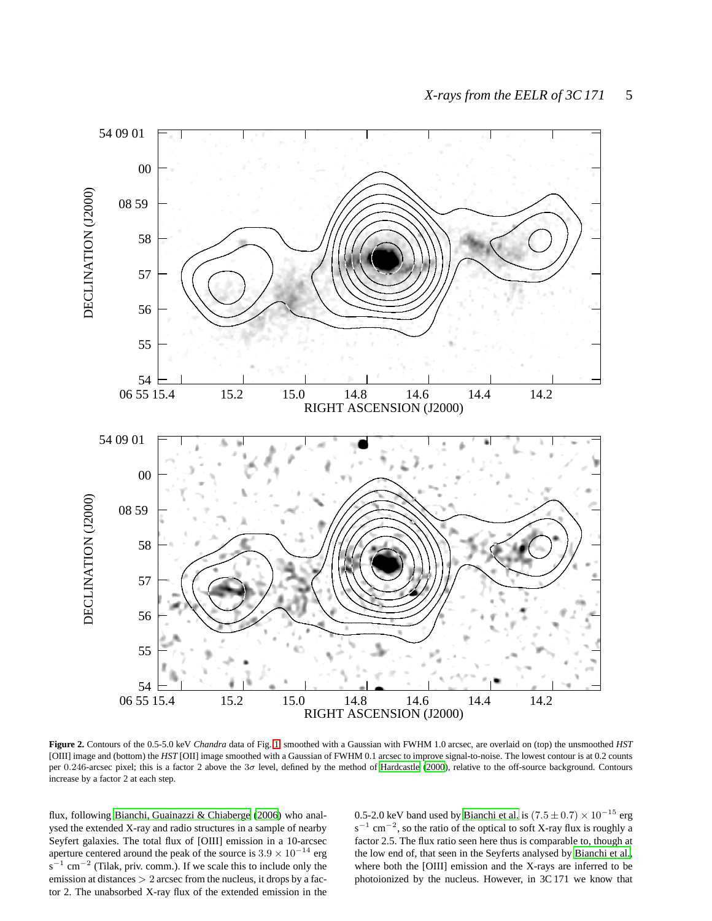**Figure 2.** Contours of the 0.5-5.0 keV *Chandra* data of Fig. 1 smoothed with a Gaussian with FWHM 1.0 arcsec, are overlaid on (top) the unsmoothed *HST* [OIII] image and (bottom) the *HST* [OII] image smoothed with a Gaussian of FWHM 0.1 arcsec to improve signal-to-noise. The lowest contour is at 0.2 counts per 0.246-arcsec pixel; this is a factor 2 above the $3\sigma$ level, defined by the method of Hardcastle (2000), relative to the off-source background. Contours increase by a factor 2 at each step.

flux, following Bianchi, Guainazzi & Chiaberge (2006) who analysed the extended X-ray and radio structures in a sample of nearby Seyfert galaxies. The total flux of [OIII] emission in a 10-arcsec aperture centered around the peak of the source is $3.9 \times 10^{-14}$ erg s$^{-1}$ cm$^{-2}$ (Tilak, priv. comm.). If we scale this to include only the emission at distances $> 2$ arcsec from the nucleus, it drops by a factor 2. The unabsorbed X-ray flux of the extended emission in the 0.5-2.0 keV band used by Bianchi et al. is $(7.5 \pm 0.7) \times 10^{-15}$ erg s$^{-1}$ cm$^{-2}$, so the ratio of the optical to soft X-ray flux is roughly a factor 2.5. The flux ratio seen here thus is comparable to, though at the low end of, that seen in the Seyferts analysed by Bianchi et al., where both the [OIII] emission and the X-rays are inferred to be photoionized by the nucleus. However, in 3C 171 we know that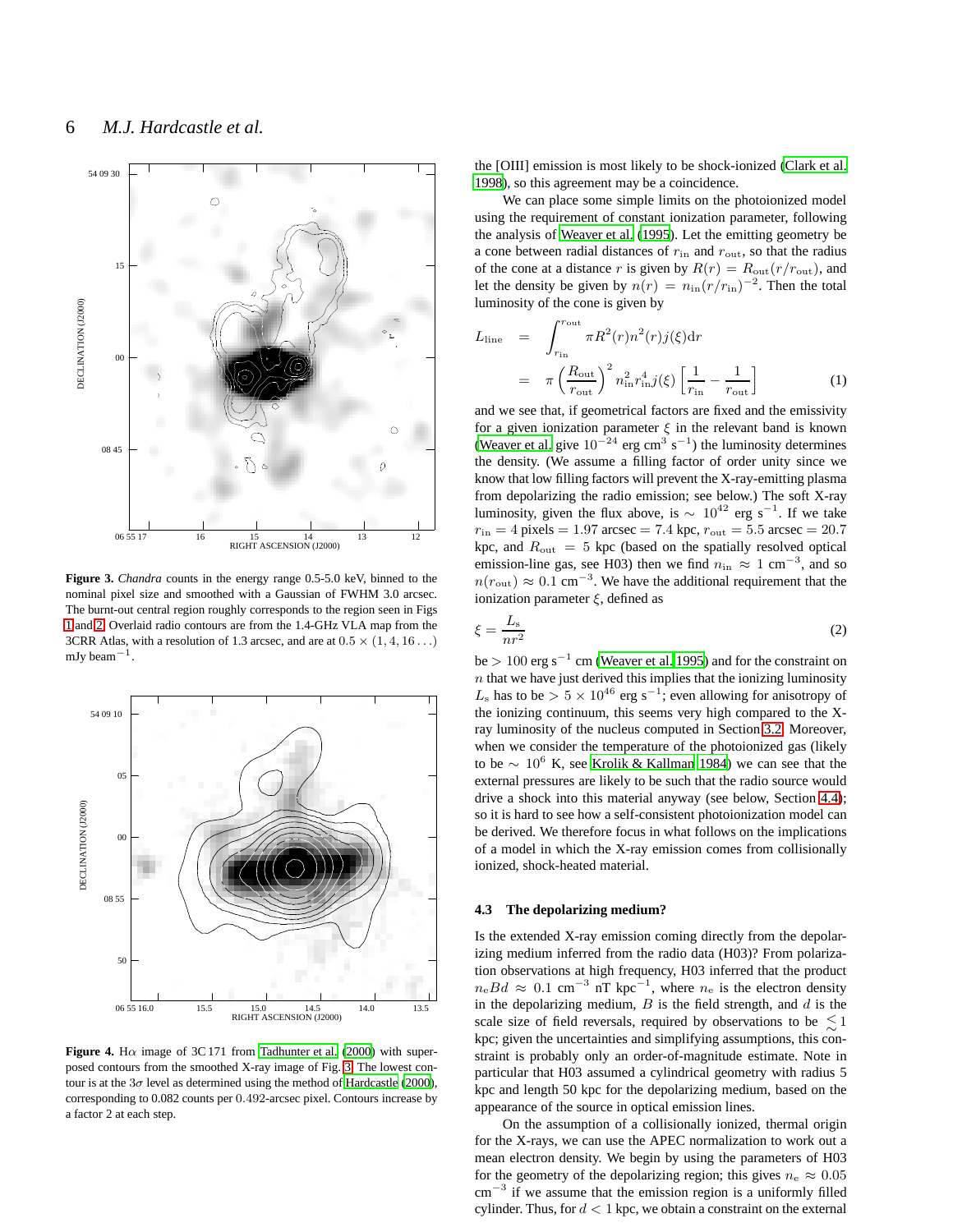**Figure 3.** *Chandra* counts in the energy range 0.5-5.0 keV, binned to the nominal pixel size and smoothed with a Gaussian of FWHM 3.0 arcsec. The burnt-out central region roughly corresponds to the region seen in Figs 1 and 2. Overlaid radio contours are from the 1.4-GHz VLA map from the 3CRR Atlas, with a resolution of 1.3 arcsec, and are at $0.5 \times (1, 4, 16 \ldots)$ mJy beam$^{-1}$.

**Figure 4.** H$\alpha$ image of 3C 171 from Tadhunter et al. (2000) with superposed contours from the smoothed X-ray image of Fig. 3. The lowest contour is at the $3\sigma$ level as determined using the method of Hardcastle (2000), corresponding to 0.082 counts per 0.492-arcsec pixel. Contours increase by a factor 2 at each step.

the [OIII] emission is most likely to be shock-ionized (Clark et al. 1998), so this agreement may be a coincidence.

We can place some simple limits on the photoionized model using the requirement of constant ionization parameter, following the analysis of Weaver et al. (1995). Let the emitting geometry be a cone between radial distances of $r_{\rm in}$ and $r_{\rm out}$, so that the radius of the cone at a distance $r$ is given by $R(r) = R_{\rm out}(r/r_{\rm out})$, and let the density be given by $n(r) = n_{\rm in}(r/r_{\rm in})^{-2}$. Then the total luminosity of the cone is given by

$$
\begin{aligned}
L_{\rm line} &= \int_{r_{\rm in}}^{r_{\rm out}} \pi R^2(r) n^2(r) j(\xi) {\rm d}r \\
&= \pi \left(\frac{R_{\rm out}}{r_{\rm out}}\right)^2 n_{\rm in}^2 r_{\rm in}^4 j(\xi) \left[\frac{1}{r_{\rm in}} - \frac{1}{r_{\rm out}}\right] \qquad (1)
\end{aligned}
$$

and we see that, if geometrical factors are fixed and the emissivity for a given ionization parameter $\xi$ in the relevant band is known (Weaver et al. give $10^{-24}$ erg cm$^3$ s$^{-1}$) the luminosity determines the density. (We assume a filling factor of order unity since we know that low filling factors will prevent the X-ray-emitting plasma from depolarizing the radio emission; see below.) The soft X-ray luminosity, given the flux above, is $\sim 10^{42}$ erg s$^{-1}$. If we take $r_{\rm in} = 4$ pixels $= 1.97$ arcsec $= 7.4$ kpc, $r_{\rm out} = 5.5$ arcsec $= 20.7$ kpc, and $R_{\rm out} = 5$ kpc (based on the spatially resolved optical emission-line gas, see H03) then we find $n_{\rm in} \approx 1$ cm$^{-3}$, and so $n(r_{\rm out}) \approx 0.1$ cm$^{-3}$. We have the additional requirement that the ionization parameter $\xi$, defined as

$$
\xi = \frac{L_{\rm s}}{nr^2} \qquad (2)
$$

be $> 100$ erg s$^{-1}$ cm (Weaver et al. 1995) and for the constraint on $n$ that we have just derived this implies that the ionizing luminosity $L_{\rm s}$ has to be $> 5 \times 10^{46}$ erg s$^{-1}$; even allowing for anisotropy of the ionizing continuum, this seems very high compared to the X-ray luminosity of the nucleus computed in Section 3.2. Moreover, when we consider the temperature of the photoionized gas (likely to be $\sim 10^6$ K, see Krolik & Kallman 1984) we can see that the external pressures are likely to be such that the radio source would drive a shock into this material anyway (see below, Section 4.4); so it is hard to see how a self-consistent photoionization model can be derived. We therefore focus in what follows on the implications of a model in which the X-ray emission comes from collisionally ionized, shock-heated material.

### 4.3 The depolarizing medium?

Is the extended X-ray emission coming directly from the depolarizing medium inferred from the radio data (H03)? From polarization observations at high frequency, H03 inferred that the product $n_{\rm e}Bd \approx 0.1$ cm$^{-3}$ nT kpc$^{-1}$, where $n_{\rm e}$ is the electron density in the depolarizing medium, $B$ is the field strength, and $d$ is the scale size of field reversals, required by observations to be $\lesssim 1$ kpc; given the uncertainties and simplifying assumptions, this constraint is probably only an order-of-magnitude estimate. Note in particular that H03 assumed a cylindrical geometry with radius 5 kpc and length 50 kpc for the depolarizing medium, based on the appearance of the source in optical emission lines.

On the assumption of a collisionally ionized, thermal origin for the X-rays, we can use the APEC normalization to work out a mean electron density. We begin by using the parameters of H03 for the geometry of the depolarizing region; this gives $n_{\rm e} \approx 0.05$ cm$^{-3}$ if we assume that the emission region is a uniformly filled cylinder. Thus, for $d < 1$ kpc, we obtain a constraint on the external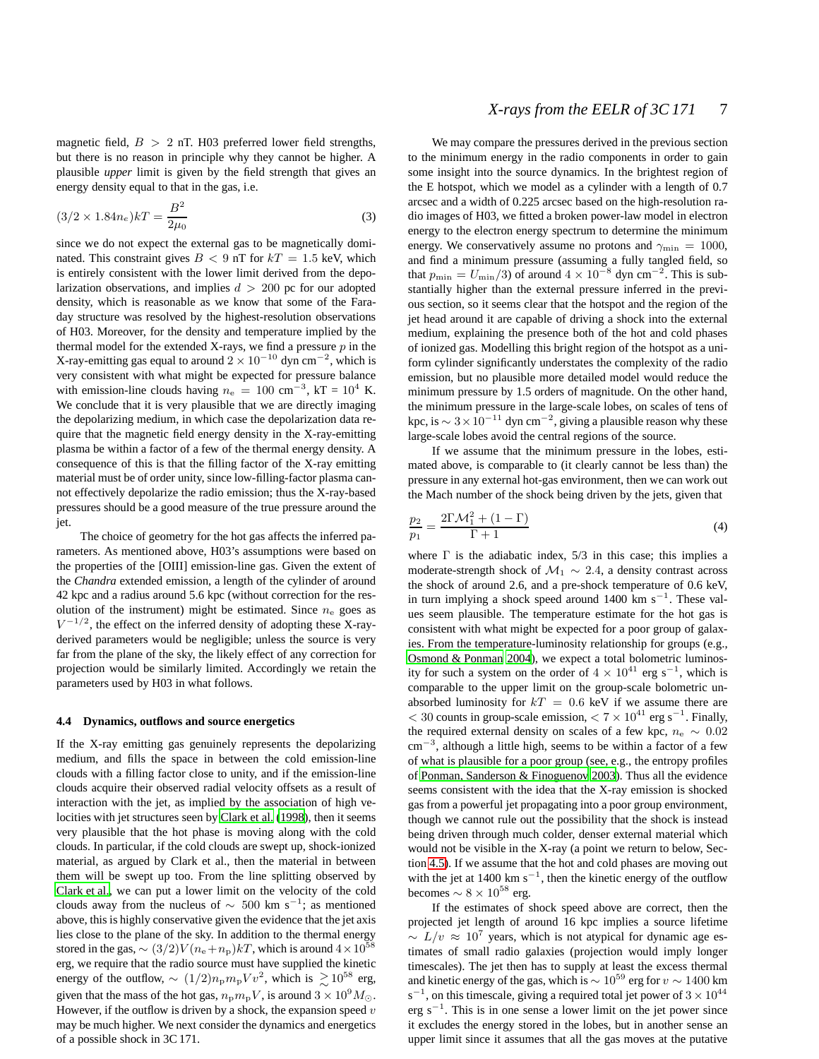magnetic field, $B > 2$ nT. H03 preferred lower field strengths, but there is no reason in principle why they cannot be higher. A plausible *upper* limit is given by the field strength that gives an energy density equal to that in the gas, i.e.

$$(3/2 \times 1.84 n_{\rm e})kT = \frac{B^2}{2\mu_0} \tag{3}$$

since we do not expect the external gas to be magnetically dominated. This constraint gives $B < 9$ nT for $kT = 1.5$ keV, which is entirely consistent with the lower limit derived from the depolarization observations, and implies $d > 200$ pc for our adopted density, which is reasonable as we know that some of the Faraday structure was resolved by the highest-resolution observations of H03. Moreover, for the density and temperature implied by the thermal model for the extended X-rays, we find a pressure $p$ in the X-ray-emitting gas equal to around $2 \times 10^{-10}$ dyn cm$^{-2}$, which is very consistent with what might be expected for pressure balance with emission-line clouds having $n_{\rm e} = 100$ cm$^{-3}$, kT = $10^4$ K. We conclude that it is very plausible that we are directly imaging the depolarizing medium, in which case the depolarization data require that the magnetic field energy density in the X-ray-emitting plasma be within a factor of a few of the thermal energy density. A consequence of this is that the filling factor of the X-ray emitting material must be of order unity, since low-filling-factor plasma cannot effectively depolarize the radio emission; thus the X-ray-based pressures should be a good measure of the true pressure around the jet.

The choice of geometry for the hot gas affects the inferred parameters. As mentioned above, H03's assumptions were based on the properties of the [OIII] emission-line gas. Given the extent of the *Chandra* extended emission, a length of the cylinder of around 42 kpc and a radius around 5.6 kpc (without correction for the resolution of the instrument) might be estimated. Since $n_{\rm e}$ goes as $V^{-1/2}$, the effect on the inferred density of adopting these X-ray-derived parameters would be negligible; unless the source is very far from the plane of the sky, the likely effect of any correction for projection would be similarly limited. Accordingly we retain the parameters used by H03 in what follows.

### 4.4 Dynamics, outflows and source energetics

If the X-ray emitting gas genuinely represents the depolarizing medium, and fills the space in between the cold emission-line clouds with a filling factor close to unity, and if the emission-line clouds acquire their observed radial velocity offsets as a result of interaction with the jet, as implied by the association of high velocities with jet structures seen by Clark et al. (1998), then it seems very plausible that the hot phase is moving along with the cold clouds. In particular, if the cold clouds are swept up, shock-ionized material, as argued by Clark et al., then the material in between them will be swept up too. From the line splitting observed by Clark et al., we can put a lower limit on the velocity of the cold clouds away from the nucleus of $\sim$ 500 km s$^{-1}$; as mentioned above, this is highly conservative given the evidence that the jet axis lies close to the plane of the sky. In addition to the thermal energy stored in the gas, $\sim (3/2)V(n_{\rm e}+n_{\rm p})kT$, which is around $4 \times 10^{58}$ erg, we require that the radio source must have supplied the kinetic energy of the outflow, $\sim (1/2)n_{\rm p}m_{\rm p}Vv^2$, which is $\gtrsim 10^{58}$ erg, given that the mass of the hot gas, $n_{\rm p}m_{\rm p}V$, is around $3 \times 10^9 M_\odot$. However, if the outflow is driven by a shock, the expansion speed $v$ may be much higher. We next consider the dynamics and energetics of a possible shock in 3C 171.

We may compare the pressures derived in the previous section to the minimum energy in the radio components in order to gain some insight into the source dynamics. In the brightest region of the E hotspot, which we model as a cylinder with a length of 0.7 arcsec and a width of 0.225 arcsec based on the high-resolution radio images of H03, we fitted a broken power-law model in electron energy to the electron energy spectrum to determine the minimum energy. We conservatively assume no protons and $\gamma_{\rm min} = 1000$, and find a minimum pressure (assuming a fully tangled field, so that $p_{\rm min} = U_{\rm min}/3$) of around $4 \times 10^{-8}$ dyn cm$^{-2}$. This is substantially higher than the external pressure inferred in the previous section, so it seems clear that the hotspot and the region of the jet head around it are capable of driving a shock into the external medium, explaining the presence both of the hot and cold phases of ionized gas. Modelling this bright region of the hotspot as a uniform cylinder significantly understates the complexity of the radio emission, but no plausible more detailed model would reduce the minimum pressure by 1.5 orders of magnitude. On the other hand, the minimum pressure in the large-scale lobes, on scales of tens of kpc, is $\sim 3 \times 10^{-11}$ dyn cm$^{-2}$, giving a plausible reason why these large-scale lobes avoid the central regions of the source.

If we assume that the minimum pressure in the lobes, estimated above, is comparable to (it clearly cannot be less than) the pressure in any external hot-gas environment, then we can work out the Mach number of the shock being driven by the jets, given that

$$\frac{p_2}{p_1} = \frac{2\Gamma\mathcal{M}_1^2 + (1-\Gamma)}{\Gamma + 1} \tag{4}$$

where $\Gamma$ is the adiabatic index, 5/3 in this case; this implies a moderate-strength shock of $\mathcal{M}_1 \sim 2.4$, a density contrast across the shock of around 2.6, and a pre-shock temperature of 0.6 keV, in turn implying a shock speed around 1400 km s$^{-1}$. These values seem plausible. The temperature estimate for the hot gas is consistent with what might be expected for a poor group of galaxies. From the temperature-luminosity relationship for groups (e.g., Osmond & Ponman 2004), we expect a total bolometric luminosity for such a system on the order of $4 \times 10^{41}$ erg s$^{-1}$, which is comparable to the upper limit on the group-scale bolometric unabsorbed luminosity for $kT = 0.6$ keV if we assume there are $< 30$ counts in group-scale emission, $< 7 \times 10^{41}$ erg s$^{-1}$. Finally, the required external density on scales of a few kpc, $n_{\rm e} \sim 0.02$ cm$^{-3}$, although a little high, seems to be within a factor of a few of what is plausible for a poor group (see, e.g., the entropy profiles of Ponman, Sanderson & Finoguenov 2003). Thus all the evidence seems consistent with the idea that the X-ray emission is shocked gas from a powerful jet propagating into a poor group environment, though we cannot rule out the possibility that the shock is instead being driven through much colder, denser external material which would not be visible in the X-ray (a point we return to below, Section 4.5). If we assume that the hot and cold phases are moving out with the jet at 1400 km s$^{-1}$, then the kinetic energy of the outflow becomes $\sim 8 \times 10^{58}$ erg.

If the estimates of shock speed above are correct, then the projected jet length of around 16 kpc implies a source lifetime $\sim L/v \approx 10^7$ years, which is not atypical for dynamic age estimates of small radio galaxies (projection would imply longer timescales). The jet then has to supply at least the excess thermal and kinetic energy of the gas, which is $\sim 10^{59}$ erg for $v \sim 1400$ km s$^{-1}$, on this timescale, giving a required total jet power of $3 \times 10^{44}$ erg s$^{-1}$. This is in one sense a lower limit on the jet power since it excludes the energy stored in the lobes, but in another sense an upper limit since it assumes that all the gas moves at the putative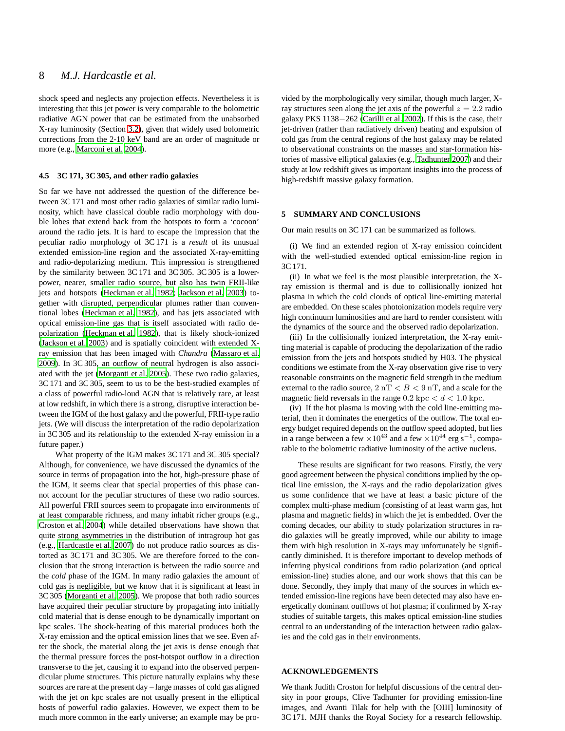shock speed and neglects any projection effects. Nevertheless it is interesting that this jet power is very comparable to the bolometric radiative AGN power that can be estimated from the unabsorbed X-ray luminosity (Section 3.2), given that widely used bolometric corrections from the 2-10 keV band are an order of magnitude or more (e.g., Marconi et al. 2004).

### 4.5 3C 171, 3C 305, and other radio galaxies

So far we have not addressed the question of the difference between 3C 171 and most other radio galaxies of similar radio luminosity, which have classical double radio morphology with double lobes that extend back from the hotspots to form a 'cocoon' around the radio jets. It is hard to escape the impression that the peculiar radio morphology of 3C 171 is a *result* of its unusual extended emission-line region and the associated X-ray-emitting and radio-depolarizing medium. This impression is strengthened by the similarity between 3C 171 and 3C 305. 3C 305 is a lower-power, nearer, smaller radio source, but also has twin FRII-like jets and hotspots (Heckman et al. 1982; Jackson et al. 2003) together with disrupted, perpendicular plumes rather than conventional lobes (Heckman et al. 1982), and has jets associated with optical emission-line gas that is itself associated with radio depolarization (Heckman et al. 1982), that is likely shock-ionized (Jackson et al. 2003) and is spatially coincident with extended X-ray emission that has been imaged with *Chandra* (Massaro et al. 2009). In 3C 305, an outflow of neutral hydrogen is also associated with the jet (Morganti et al. 2005). These two radio galaxies, 3C 171 and 3C 305, seem to us to be the best-studied examples of a class of powerful radio-loud AGN that is relatively rare, at least at low redshift, in which there is a strong, disruptive interaction between the IGM of the host galaxy and the powerful, FRII-type radio jets. (We will discuss the interpretation of the radio depolarization in 3C 305 and its relationship to the extended X-ray emission in a future paper.)

What property of the IGM makes 3C 171 and 3C 305 special? Although, for convenience, we have discussed the dynamics of the source in terms of propagation into the hot, high-pressure phase of the IGM, it seems clear that special properties of this phase cannot account for the peculiar structures of these two radio sources. All powerful FRII sources seem to propagate into environments of at least comparable richness, and many inhabit richer groups (e.g., Croston et al. 2004) while detailed observations have shown that quite strong asymmetries in the distribution of intragroup hot gas (e.g., Hardcastle et al. 2007) do not produce radio sources as distorted as 3C 171 and 3C 305. We are therefore forced to the conclusion that the strong interaction is between the radio source and the *cold* phase of the IGM. In many radio galaxies the amount of cold gas is negligible, but we know that it is significant at least in 3C 305 (Morganti et al. 2005). We propose that both radio sources have acquired their peculiar structure by propagating into initially cold material that is dense enough to be dynamically important on kpc scales. The shock-heating of this material produces both the X-ray emission and the optical emission lines that we see. Even after the shock, the material along the jet axis is dense enough that the thermal pressure forces the post-hotspot outflow in a direction transverse to the jet, causing it to expand into the observed perpendicular plume structures. This picture naturally explains why these sources are rare at the present day – large masses of cold gas aligned with the jet on kpc scales are not usually present in the elliptical hosts of powerful radio galaxies. However, we expect them to be much more common in the early universe; an example may be provided by the morphologically very similar, though much larger, X-ray structures seen along the jet axis of the powerful $z = 2.2$ radio galaxy PKS 1138−262 (Carilli et al. 2002). If this is the case, their jet-driven (rather than radiatively driven) heating and expulsion of cold gas from the central regions of the host galaxy may be related to observational constraints on the masses and star-formation histories of massive elliptical galaxies (e.g., Tadhunter 2007) and their study at low redshift gives us important insights into the process of high-redshift massive galaxy formation.

## 5 SUMMARY AND CONCLUSIONS

Our main results on 3C 171 can be summarized as follows.

(i) We find an extended region of X-ray emission coincident with the well-studied extended optical emission-line region in 3C 171.

(ii) In what we feel is the most plausible interpretation, the X-ray emission is thermal and is due to collisionally ionized hot plasma in which the cold clouds of optical line-emitting material are embedded. On these scales photoionization models require very high continuum luminosities and are hard to render consistent with the dynamics of the source and the observed radio depolarization.

(iii) In the collisionally ionized interpretation, the X-ray emitting material is capable of producing the depolarization of the radio emission from the jets and hotspots studied by H03. The physical conditions we estimate from the X-ray observation give rise to very reasonable constraints on the magnetic field strength in the medium external to the radio source, $2\ \mathrm{nT} < B < 9\ \mathrm{nT}$, and a scale for the magnetic field reversals in the range $0.2\ \mathrm{kpc} < d < 1.0\ \mathrm{kpc}$.

(iv) If the hot plasma is moving with the cold line-emitting material, then it dominates the energetics of the outflow. The total energy budget required depends on the outflow speed adopted, but lies in a range between a few $\times 10^{43}$ and a few $\times 10^{44}$ erg s$^{-1}$, comparable to the bolometric radiative luminosity of the active nucleus.

These results are significant for two reasons. Firstly, the very good agreement between the physical conditions implied by the optical line emission, the X-rays and the radio depolarization gives us some confidence that we have at least a basic picture of the complex multi-phase medium (consisting of at least warm gas, hot plasma and magnetic fields) in which the jet is embedded. Over the coming decades, our ability to study polarization structures in radio galaxies will be greatly improved, while our ability to image them with high resolution in X-rays may unfortunately be significantly diminished. It is therefore important to develop methods of inferring physical conditions from radio polarization (and optical emission-line) studies alone, and our work shows that this can be done. Secondly, they imply that many of the sources in which extended emission-line regions have been detected may also have energetically dominant outflows of hot plasma; if confirmed by X-ray studies of suitable targets, this makes optical emission-line studies central to an understanding of the interaction between radio galaxies and the cold gas in their environments.

## ACKNOWLEDGEMENTS

We thank Judith Croston for helpful discussions of the central density in poor groups, Clive Tadhunter for providing emission-line images, and Avanti Tilak for help with the [OIII] luminosity of 3C 171. MJH thanks the Royal Society for a research fellowship.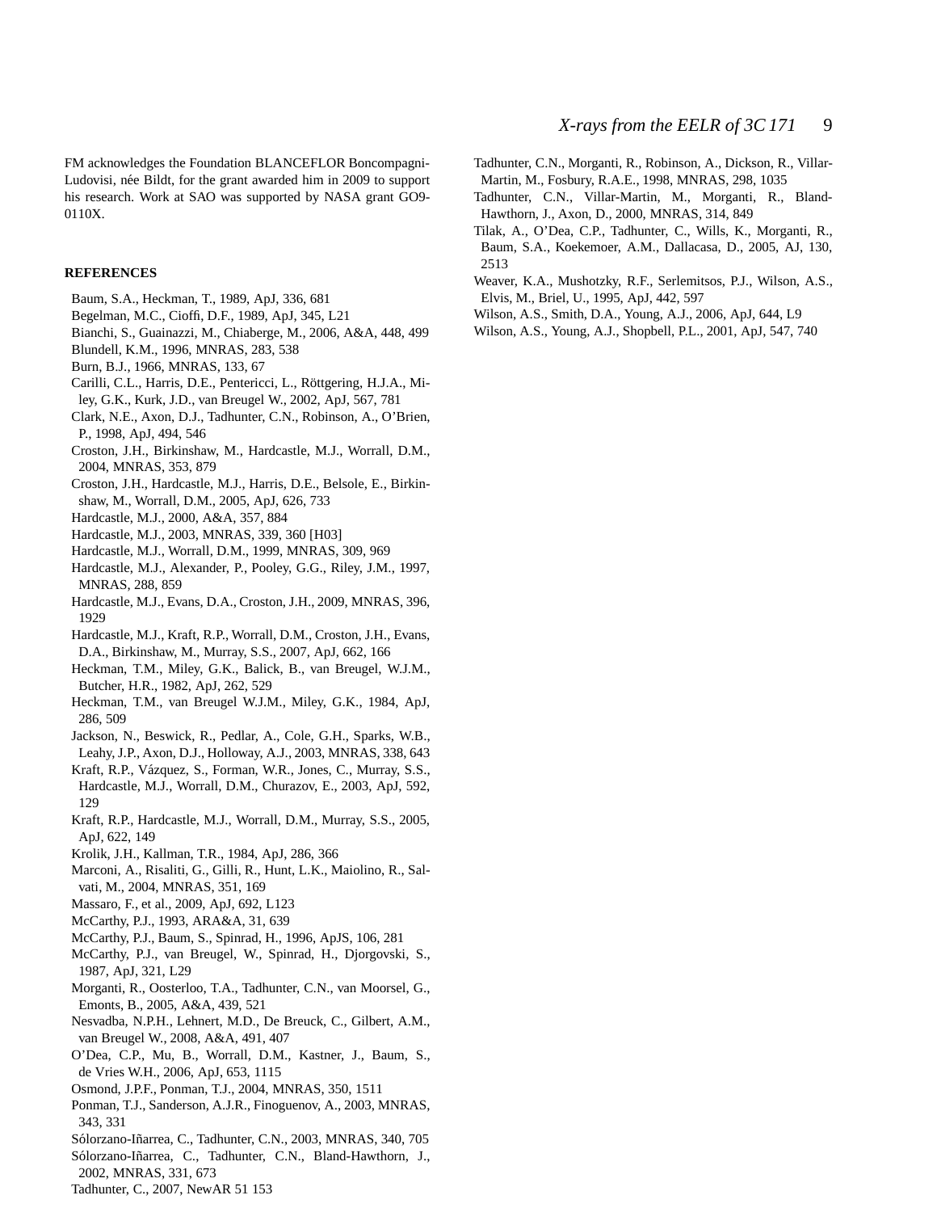FM acknowledges the Foundation BLANCEFLOR Boncompagni-Ludovisi, née Bildt, for the grant awarded him in 2009 to support his research. Work at SAO was supported by NASA grant GO9-0110X.

## REFERENCES

Baum, S.A., Heckman, T., 1989, ApJ, 336, 681

Begelman, M.C., Cioffi, D.F., 1989, ApJ, 345, L21

Bianchi, S., Guainazzi, M., Chiaberge, M., 2006, A&A, 448, 499

Blundell, K.M., 1996, MNRAS, 283, 538

Burn, B.J., 1966, MNRAS, 133, 67

Carilli, C.L., Harris, D.E., Pentericci, L., Röttgering, H.J.A., Miley, G.K., Kurk, J.D., van Breugel W., 2002, ApJ, 567, 781

Clark, N.E., Axon, D.J., Tadhunter, C.N., Robinson, A., O'Brien, P., 1998, ApJ, 494, 546

Croston, J.H., Birkinshaw, M., Hardcastle, M.J., Worrall, D.M., 2004, MNRAS, 353, 879

Croston, J.H., Hardcastle, M.J., Harris, D.E., Belsole, E., Birkinshaw, M., Worrall, D.M., 2005, ApJ, 626, 733

Hardcastle, M.J., 2000, A&A, 357, 884

Hardcastle, M.J., 2003, MNRAS, 339, 360 [H03]

Hardcastle, M.J., Worrall, D.M., 1999, MNRAS, 309, 969

Hardcastle, M.J., Alexander, P., Pooley, G.G., Riley, J.M., 1997, MNRAS, 288, 859

Hardcastle, M.J., Evans, D.A., Croston, J.H., 2009, MNRAS, 396, 1929

Hardcastle, M.J., Kraft, R.P., Worrall, D.M., Croston, J.H., Evans, D.A., Birkinshaw, M., Murray, S.S., 2007, ApJ, 662, 166

Heckman, T.M., Miley, G.K., Balick, B., van Breugel, W.J.M., Butcher, H.R., 1982, ApJ, 262, 529

Heckman, T.M., van Breugel W.J.M., Miley, G.K., 1984, ApJ, 286, 509

Jackson, N., Beswick, R., Pedlar, A., Cole, G.H., Sparks, W.B., Leahy, J.P., Axon, D.J., Holloway, A.J., 2003, MNRAS, 338, 643

Kraft, R.P., Vázquez, S., Forman, W.R., Jones, C., Murray, S.S., Hardcastle, M.J., Worrall, D.M., Churazov, E., 2003, ApJ, 592, 129

Kraft, R.P., Hardcastle, M.J., Worrall, D.M., Murray, S.S., 2005, ApJ, 622, 149

Krolik, J.H., Kallman, T.R., 1984, ApJ, 286, 366

Marconi, A., Risaliti, G., Gilli, R., Hunt, L.K., Maiolino, R., Salvati, M., 2004, MNRAS, 351, 169

Massaro, F., et al., 2009, ApJ, 692, L123

McCarthy, P.J., 1993, ARA&A, 31, 639

McCarthy, P.J., Baum, S., Spinrad, H., 1996, ApJS, 106, 281

McCarthy, P.J., van Breugel, W., Spinrad, H., Djorgovski, S., 1987, ApJ, 321, L29

Morganti, R., Oosterloo, T.A., Tadhunter, C.N., van Moorsel, G., Emonts, B., 2005, A&A, 439, 521

Nesvadba, N.P.H., Lehnert, M.D., De Breuck, C., Gilbert, A.M., van Breugel W., 2008, A&A, 491, 407

O'Dea, C.P., Mu, B., Worrall, D.M., Kastner, J., Baum, S., de Vries W.H., 2006, ApJ, 653, 1115

Osmond, J.P.F., Ponman, T.J., 2004, MNRAS, 350, 1511

Ponman, T.J., Sanderson, A.J.R., Finoguenov, A., 2003, MNRAS, 343, 331

Sólorzano-Iñarrea, C., Tadhunter, C.N., 2003, MNRAS, 340, 705

Sólorzano-Iñarrea, C., Tadhunter, C.N., Bland-Hawthorn, J., 2002, MNRAS, 331, 673

Tadhunter, C., 2007, NewAR 51 153

Tadhunter, C.N., Morganti, R., Robinson, A., Dickson, R., Villar-Martin, M., Fosbury, R.A.E., 1998, MNRAS, 298, 1035

Tadhunter, C.N., Villar-Martin, M., Morganti, R., Bland-Hawthorn, J., Axon, D., 2000, MNRAS, 314, 849

Tilak, A., O'Dea, C.P., Tadhunter, C., Wills, K., Morganti, R., Baum, S.A., Koekemoer, A.M., Dallacasa, D., 2005, AJ, 130, 2513

Weaver, K.A., Mushotzky, R.F., Serlemitsos, P.J., Wilson, A.S., Elvis, M., Briel, U., 1995, ApJ, 442, 597

Wilson, A.S., Smith, D.A., Young, A.J., 2006, ApJ, 644, L9

Wilson, A.S., Young, A.J., Shopbell, P.L., 2001, ApJ, 547, 740